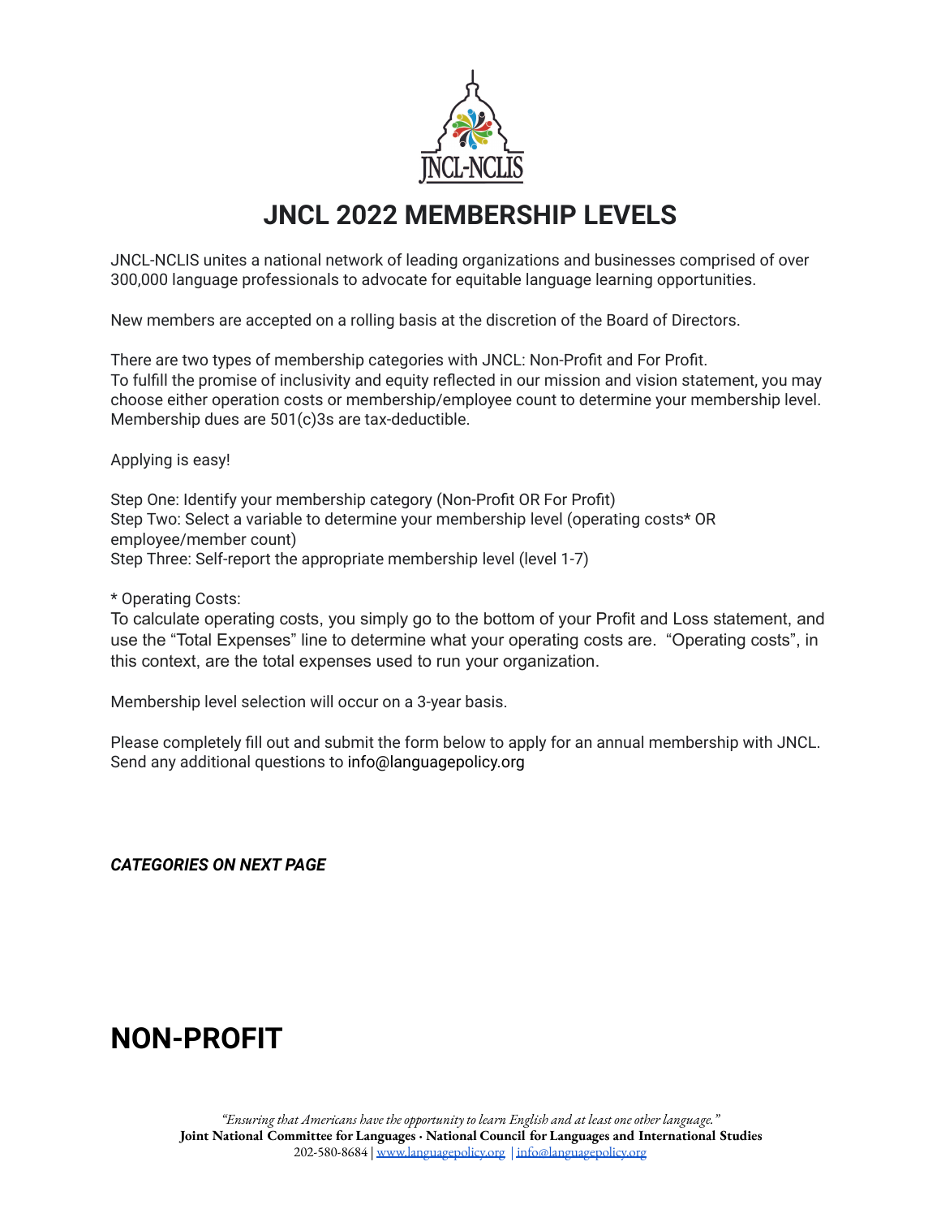# JNCL 2022 MEMBERSHIP LEVELS

JNCL-NCLIS unites a national network of leading organizations and businesses comprised of over 300,000 language professionals to advocate for equitable language learning opportunities.

New members are accepted on a rolling basis at the discretion of the Board of Directors.

There are two types of membership categories with JNCL: Non-Profit and For Profit.
To fulfill the promise of inclusivity and equity reflected in our mission and vision statement, you may choose either operation costs or membership/employee count to determine your membership level. Membership dues are 501(c)3s are tax-deductible.

Applying is easy!

Step One: Identify your membership category (Non-Profit OR For Profit)
Step Two: Select a variable to determine your membership level (operating costs* OR employee/member count)
Step Three: Self-report the appropriate membership level (level 1-7)

* Operating Costs:
To calculate operating costs, you simply go to the bottom of your Profit and Loss statement, and use the "Total Expenses" line to determine what your operating costs are. "Operating costs", in this context, are the total expenses used to run your organization.

Membership level selection will occur on a 3-year basis.

Please completely fill out and submit the form below to apply for an annual membership with JNCL. Send any additional questions to info@languagepolicy.org

***CATEGORIES ON NEXT PAGE***

# NON-PROFIT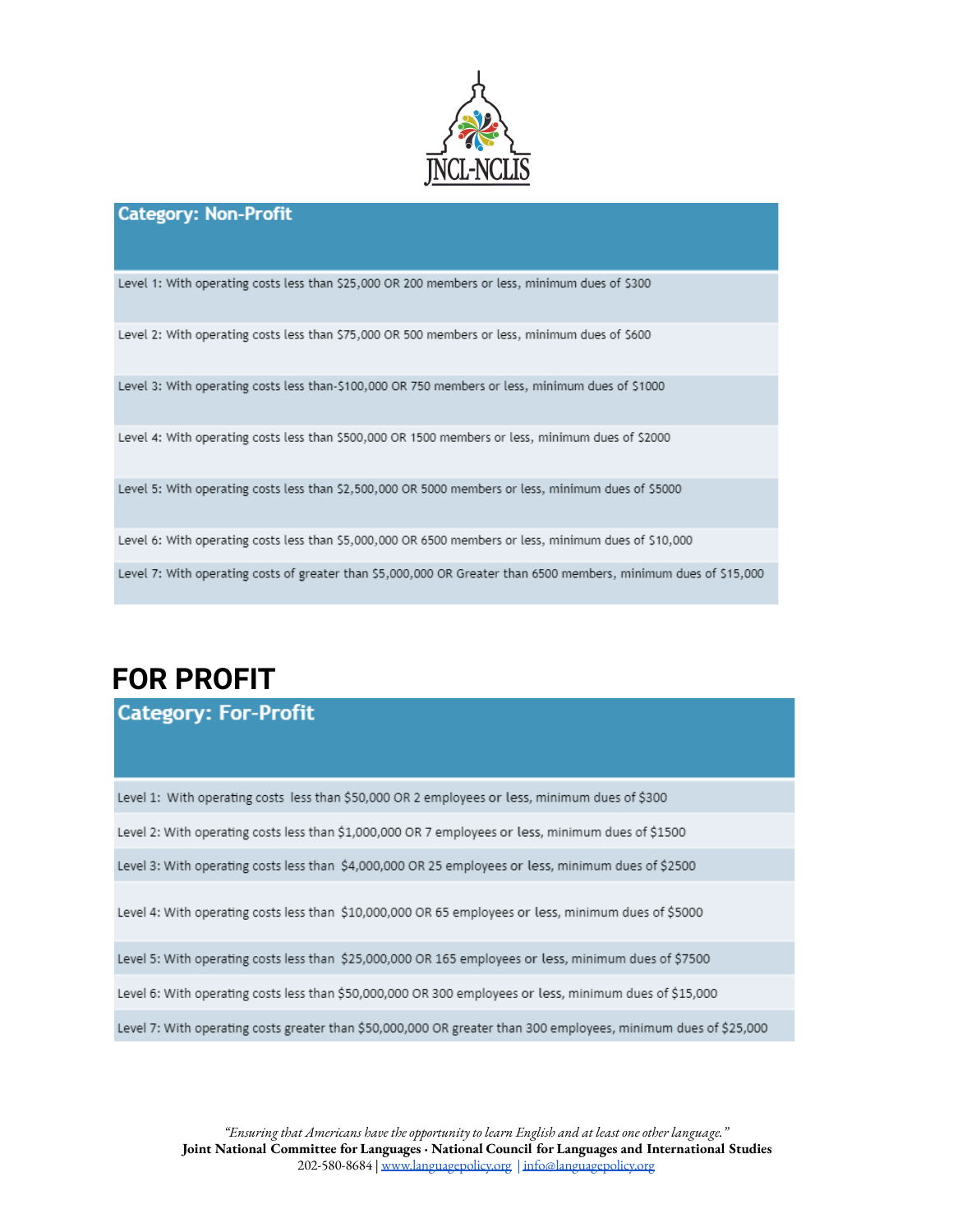| Category: Non-Profit |
|---|
| Level 1: With operating costs less than $25,000 OR 200 members or less, minimum dues of $300 |
| Level 2: With operating costs less than $75,000 OR 500 members or less, minimum dues of $600 |
| Level 3: With operating costs less than-$100,000 OR 750 members or less, minimum dues of $1000 |
| Level 4: With operating costs less than $500,000 OR 1500 members or less, minimum dues of $2000 |
| Level 5: With operating costs less than $2,500,000 OR 5000 members or less, minimum dues of $5000 |
| Level 6: With operating costs less than $5,000,000 OR 6500 members or less, minimum dues of $10,000 |
| Level 7: With operating costs of greater than $5,000,000 OR Greater than 6500 members, minimum dues of $15,000 |

## FOR PROFIT

| Category: For-Profit |
|---|
| Level 1: With operating costs less than $50,000 OR 2 employees or less, minimum dues of $300 |
| Level 2: With operating costs less than $1,000,000 OR 7 employees or less, minimum dues of $1500 |
| Level 3: With operating costs less than $4,000,000 OR 25 employees or less, minimum dues of $2500 |
| Level 4: With operating costs less than $10,000,000 OR 65 employees or less, minimum dues of $5000 |
| Level 5: With operating costs less than $25,000,000 OR 165 employees or less, minimum dues of $7500 |
| Level 6: With operating costs less than $50,000,000 OR 300 employees or less, minimum dues of $15,000 |
| Level 7: With operating costs greater than $50,000,000 OR greater than 300 employees, minimum dues of $25,000 |

*"Ensuring that Americans have the opportunity to learn English and at least one other language."*
**Joint National Committee for Languages · National Council for Languages and International Studies**
202-580-8684 | www.languagepolicy.org | info@languagepolicy.org